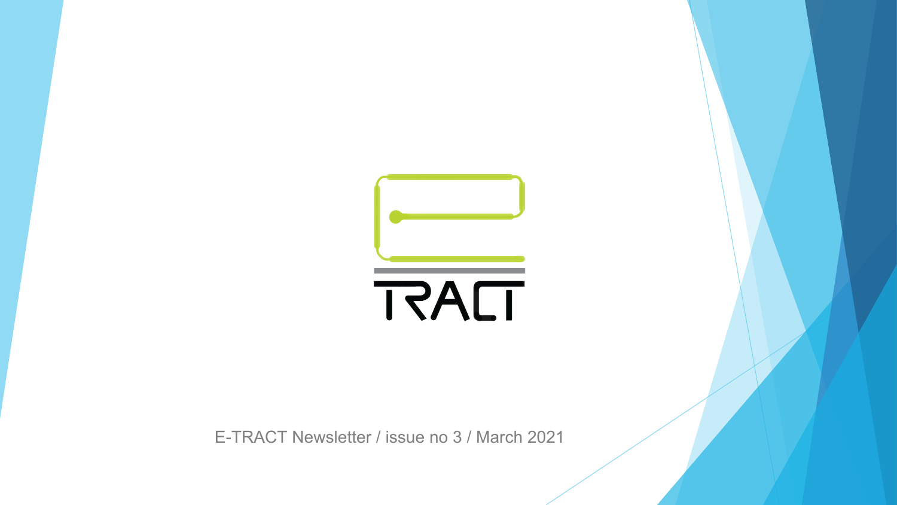# E-TRACT

E-TRACT Newsletter / issue no 3 / March 2021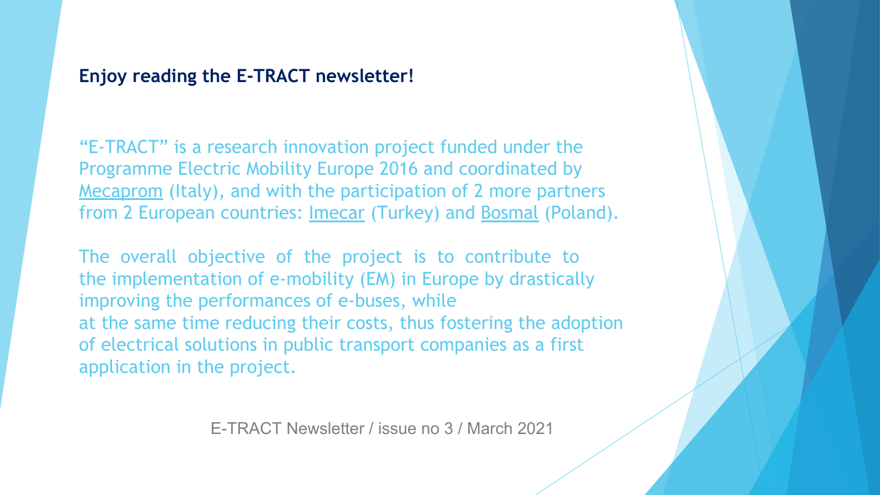**Enjoy reading the E-TRACT newsletter!**

"E-TRACT" is a research innovation project funded under the Programme Electric Mobility Europe 2016 and coordinated by Mecaprom (Italy), and with the participation of 2 more partners from 2 European countries: Imecar (Turkey) and Bosmal (Poland).

The overall objective of the project is to contribute to the implementation of e-mobility (EM) in Europe by drastically improving the performances of e-buses, while at the same time reducing their costs, thus fostering the adoption of electrical solutions in public transport companies as a first application in the project.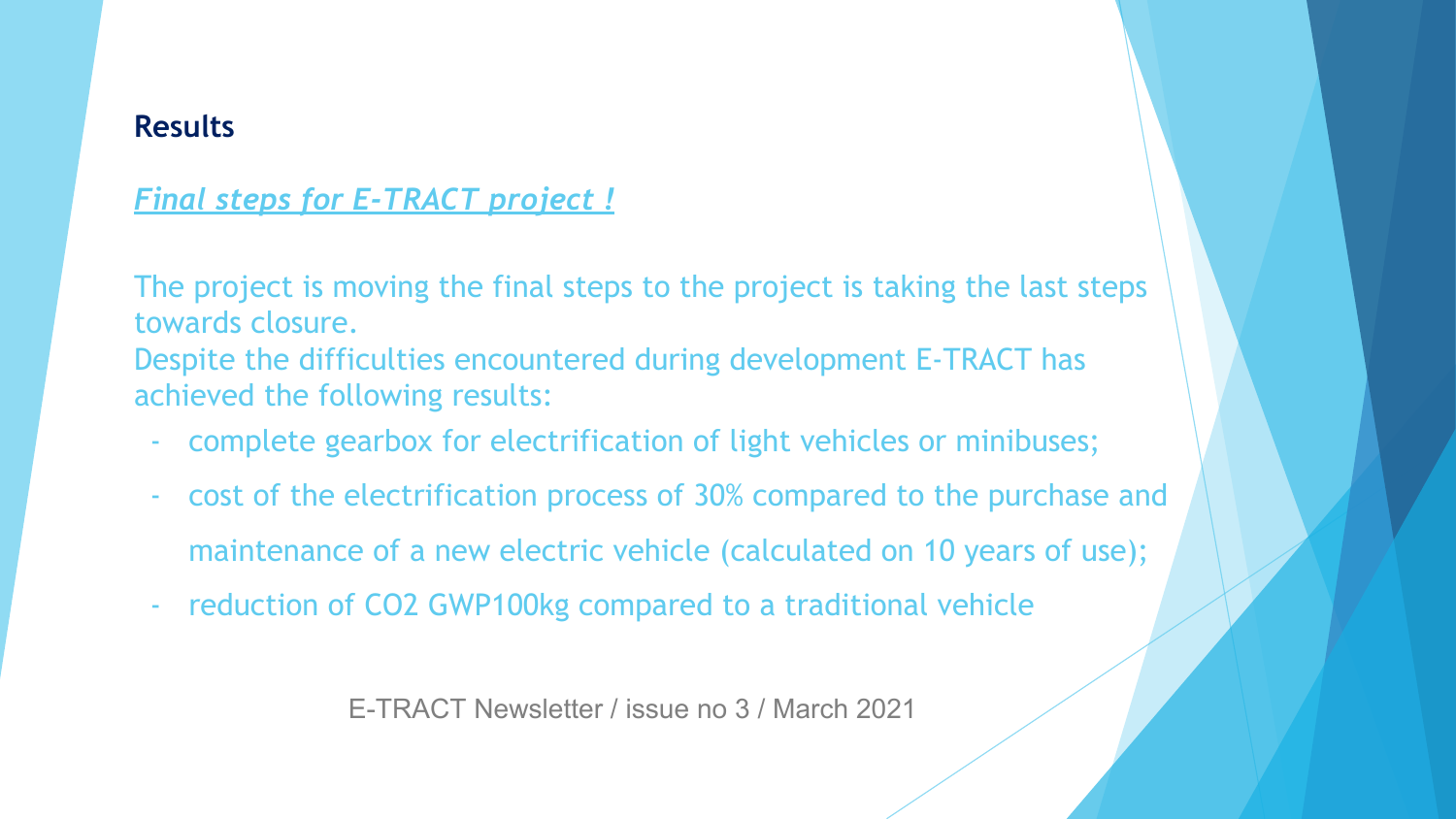## Results

***Final steps for E-TRACT project !***

The project is moving the final steps to the project is taking the last steps towards closure.
Despite the difficulties encountered during development E-TRACT has achieved the following results:

- complete gearbox for electrification of light vehicles or minibuses;
- cost of the electrification process of 30% compared to the purchase and maintenance of a new electric vehicle (calculated on 10 years of use);
- reduction of $CO_2$ GWP100kg compared to a traditional vehicle

E-TRACT Newsletter / issue no 3 / March 2021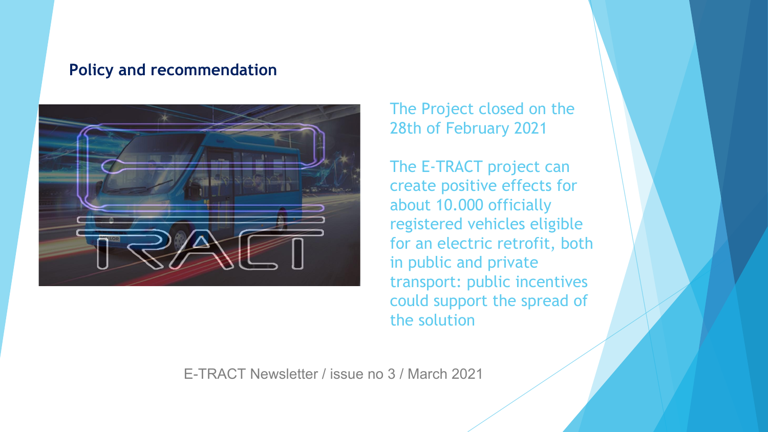## Policy and recommendation

The Project closed on the 28th of February 2021

The E-TRACT project can create positive effects for about 10.000 officially registered vehicles eligible for an electric retrofit, both in public and private transport: public incentives could support the spread of the solution

E-TRACT Newsletter / issue no 3 / March 2021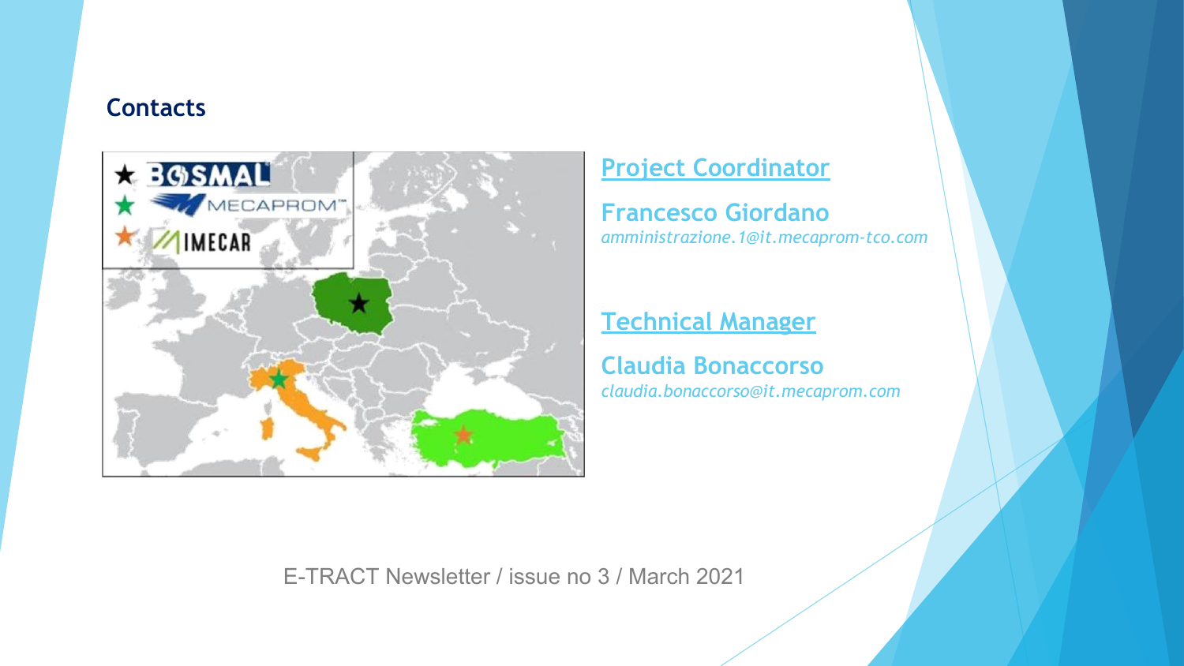## Contacts

**Project Coordinator**

**Francesco Giordano**

*amministrazione.1@it.mecaprom-tco.com*

**Technical Manager**

**Claudia Bonaccorso**

*claudia.bonaccorso@it.mecaprom.com*

E-TRACT Newsletter / issue no 3 / March 2021